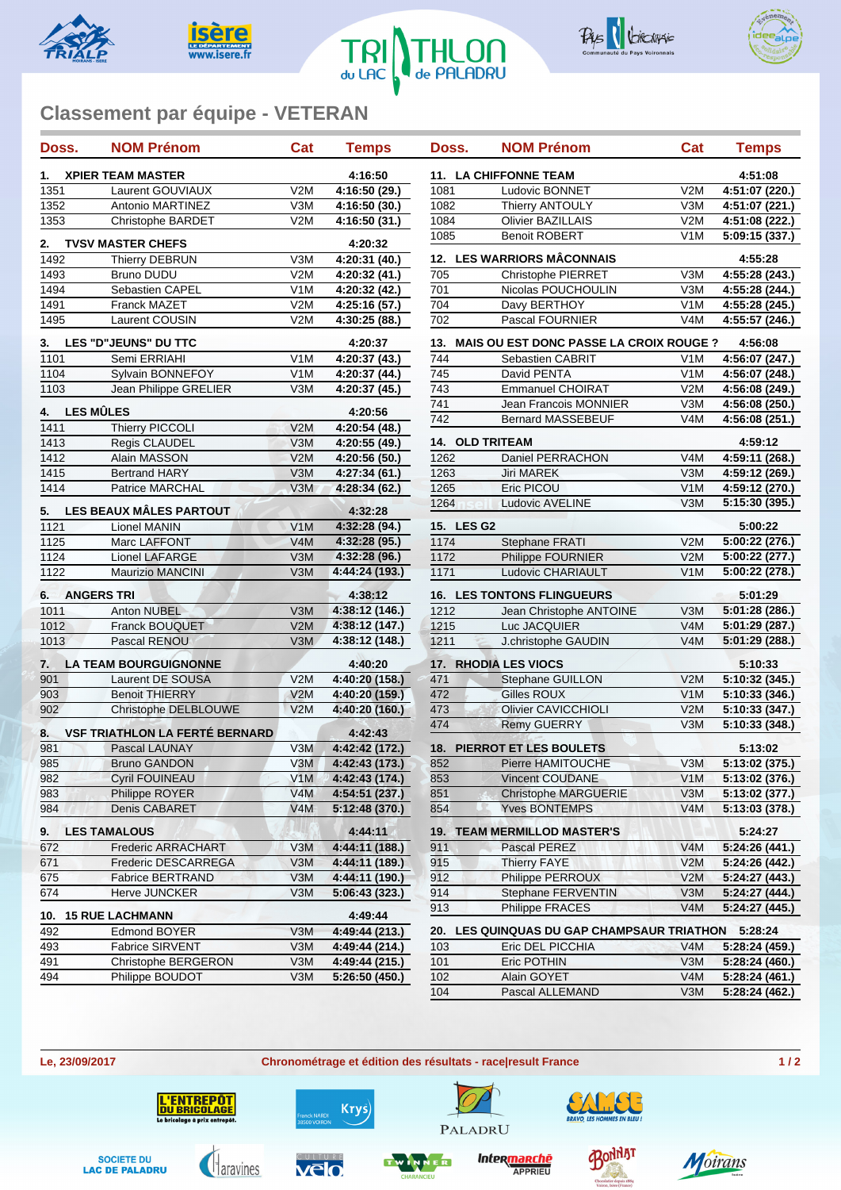# TRIATHLON du LAC de PALADRU

## Classement par équipe - VETERAN

| Doss. | NOM Prénom | Cat | Temps |
|---|---|---|---|
| **1.** | **XPIER TEAM MASTER** | | **4:16:50** |
| 1351 | Laurent GOUVIAUX | V2M | **4:16:50 (29.)** |
| 1352 | Antonio MARTINEZ | V3M | **4:16:50 (30.)** |
| 1353 | Christophe BARDET | V2M | **4:16:50 (31.)** |
| **2.** | **TVSV MASTER CHEFS** | | **4:20:32** |
| 1492 | Thierry DEBRUN | V3M | **4:20:31 (40.)** |
| 1493 | Bruno DUDU | V2M | **4:20:32 (41.)** |
| 1494 | Sebastien CAPEL | V1M | **4:20:32 (42.)** |
| 1491 | Franck MAZET | V2M | **4:25:16 (57.)** |
| 1495 | Laurent COUSIN | V2M | **4:30:25 (88.)** |
| **3.** | **LES "D"JEUNS" DU TTC** | | **4:20:37** |
| 1101 | Semi ERRIAHI | V1M | **4:20:37 (43.)** |
| 1104 | Sylvain BONNEFOY | V1M | **4:20:37 (44.)** |
| 1103 | Jean Philippe GRELIER | V3M | **4:20:37 (45.)** |
| **4.** | **LES MÛLES** | | **4:20:56** |
| 1411 | Thierry PICCOLI | V2M | **4:20:54 (48.)** |
| 1413 | Regis CLAUDEL | V3M | **4:20:55 (49.)** |
| 1412 | Alain MASSON | V2M | **4:20:56 (50.)** |
| 1415 | Bertrand HARY | V3M | **4:27:34 (61.)** |
| 1414 | Patrice MARCHAL | V3M | **4:28:34 (62.)** |
| **5.** | **LES BEAUX MÂLES PARTOUT** | | **4:32:28** |
| 1121 | Lionel MANIN | V1M | **4:32:28 (94.)** |
| 1125 | Marc LAFFONT | V4M | **4:32:28 (95.)** |
| 1124 | Lionel LAFARGE | V3M | **4:32:28 (96.)** |
| 1122 | Maurizio MANCINI | V3M | **4:44:24 (193.)** |
| **6.** | **ANGERS TRI** | | **4:38:12** |
| 1011 | Anton NUBEL | V3M | **4:38:12 (146.)** |
| 1012 | Franck BOUQUET | V2M | **4:38:12 (147.)** |
| 1013 | Pascal RENOU | V3M | **4:38:12 (148.)** |
| **7.** | **LA TEAM BOURGUIGNONNE** | | **4:40:20** |
| 901 | Laurent DE SOUSA | V2M | **4:40:20 (158.)** |
| 903 | Benoit THIERRY | V2M | **4:40:20 (159.)** |
| 902 | Christophe DELBLOUWE | V2M | **4:40:20 (160.)** |
| **8.** | **VSF TRIATHLON LA FERTÉ BERNARD** | | **4:42:43** |
| 981 | Pascal LAUNAY | V3M | **4:42:42 (172.)** |
| 985 | Bruno GANDON | V3M | **4:42:43 (173.)** |
| 982 | Cyril FOUINEAU | V1M | **4:42:43 (174.)** |
| 983 | Philippe ROYER | V4M | **4:54:51 (237.)** |
| 984 | Denis CABARET | V4M | **5:12:48 (370.)** |
| **9.** | **LES TAMALOUS** | | **4:44:11** |
| 672 | Frederic ARRACHART | V3M | **4:44:11 (188.)** |
| 671 | Frederic DESCARREGA | V3M | **4:44:11 (189.)** |
| 675 | Fabrice BERTRAND | V3M | **4:44:11 (190.)** |
| 674 | Herve JUNCKER | V3M | **5:06:43 (323.)** |
| **10.** | **15 RUE LACHMANN** | | **4:49:44** |
| 492 | Edmond BOYER | V3M | **4:49:44 (213.)** |
| 493 | Fabrice SIRVENT | V3M | **4:49:44 (214.)** |
| 491 | Christophe BERGERON | V3M | **4:49:44 (215.)** |
| 494 | Philippe BOUDOT | V3M | **5:26:50 (450.)** |
| **11.** | **LA CHIFFONNE TEAM** | | **4:51:08** |
| 1081 | Ludovic BONNET | V2M | **4:51:07 (220.)** |
| 1082 | Thierry ANTOULY | V2M | **4:51:07 (221.)** |
| 1084 | Olivier BAZILLAIS | V2M | **4:51:08 (222.)** |
| 1085 | Benoit ROBERT | V1M | **5:09:15 (337.)** |
| **12.** | **LES WARRIORS MÂCONNAIS** | | **4:55:28** |
| 705 | Christophe PIERRET | V3M | **4:55:28 (243.)** |
| 701 | Nicolas POUCHOULIN | V3M | **4:55:28 (244.)** |
| 704 | Davy BERTHOY | V1M | **4:55:28 (245.)** |
| 702 | Pascal FOURNIER | V4M | **4:55:57 (246.)** |
| **13.** | **MAIS OU EST DONC PASSE LA CROIX ROUGE ?** | | **4:56:08** |
| 744 | Sebastien CABRIT | V1M | **4:56:07 (247.)** |
| 745 | David PENTA | V1M | **4:56:07 (248.)** |
| 743 | Emmanuel CHOIRAT | V2M | **4:56:08 (249.)** |
| 741 | Jean Francois MONNIER | V3M | **4:56:08 (250.)** |
| 742 | Bernard MASSEBEUF | V4M | **4:56:08 (251.)** |
| **14.** | **OLD TRITEAM** | | **4:59:12** |
| 1262 | Daniel PERRACHON | V4M | **4:59:11 (268.)** |
| 1263 | Jiri MAREK | V3M | **4:59:12 (269.)** |
| 1265 | Eric PICOU | V1M | **4:59:12 (270.)** |
| 1264 | Ludovic AVELINE | V3M | **5:15:30 (395.)** |
| **15.** | **LES G2** | | **5:00:22** |
| 1174 | Stephane FRATI | V2M | **5:00:22 (276.)** |
| 1172 | Philippe FOURNIER | V2M | **5:00:22 (277.)** |
| 1171 | Ludovic CHARIAULT | V1M | **5:00:22 (278.)** |
| **16.** | **LES TONTONS FLINGUEURS** | | **5:01:29** |
| 1212 | Jean Christophe ANTOINE | V3M | **5:01:28 (286.)** |
| 1215 | Luc JACQUIER | V4M | **5:01:29 (287.)** |
| 1211 | J.christophe GAUDIN | V4M | **5:01:29 (288.)** |
| **17.** | **RHODIA LES VIOCS** | | **5:10:33** |
| 471 | Stephane GUILLON | V2M | **5:10:32 (345.)** |
| 472 | Gilles ROUX | V1M | **5:10:33 (346.)** |
| 473 | Olivier CAVICCHIOLI | V2M | **5:10:33 (347.)** |
| 474 | Remy GUERRY | V3M | **5:10:33 (348.)** |
| **18.** | **PIERROT ET LES BOULETS** | | **5:13:02** |
| 852 | Pierre HAMITOUCHE | V3M | **5:13:02 (375.)** |
| 853 | Vincent COUDANE | V1M | **5:13:02 (376.)** |
| 851 | Christophe MARGUERIE | V3M | **5:13:02 (377.)** |
| 854 | Yves BONTEMPS | V4M | **5:13:03 (378.)** |
| **19.** | **TEAM MERMILLOD MASTER'S** | | **5:24:27** |
| 911 | Pascal PEREZ | V4M | **5:24:26 (441.)** |
| 915 | Thierry FAYE | V2M | **5:24:26 (442.)** |
| 912 | Philippe PERROUX | V2M | **5:24:27 (443.)** |
| 914 | Stephane FERVENTIN | V3M | **5:24:27 (444.)** |
| 913 | Philippe FRACES | V4M | **5:24:27 (445.)** |
| **20.** | **LES QUINQUAS DU GAP CHAMPSAUR TRIATHON** | | **5:28:24** |
| 103 | Eric DEL PICCHIA | V4M | **5:28:24 (459.)** |
| 101 | Eric POTHIN | V3M | **5:28:24 (460.)** |
| 102 | Alain GOYET | V4M | **5:28:24 (461.)** |
| 104 | Pascal ALLEMAND | V3M | **5:28:24 (462.)** |

Le, 23/09/2017 — Chronométrage et édition des résultats - race|result France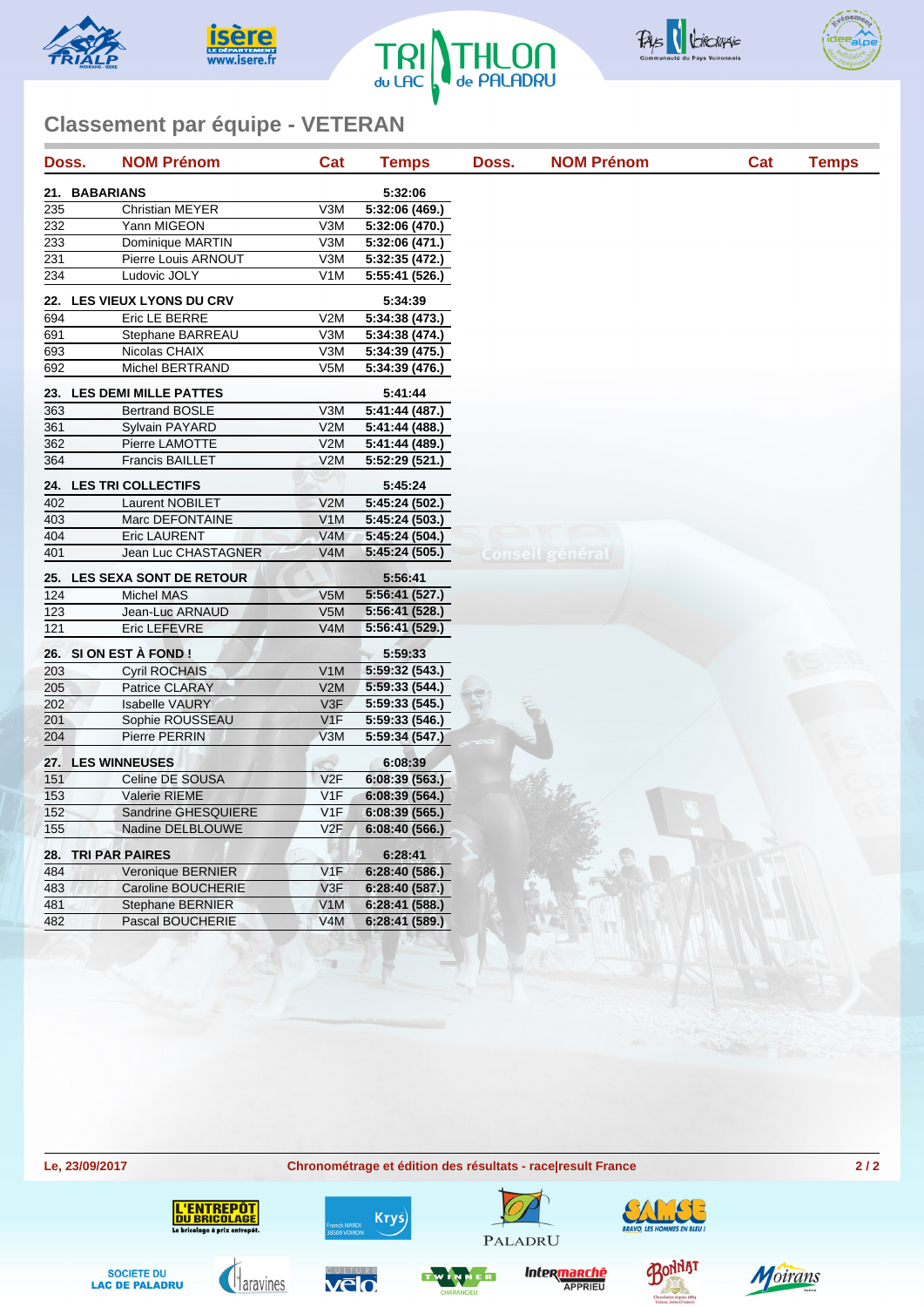## Classement par équipe - VETERAN

| Doss. | NOM Prénom | Cat | Temps |
| --- | --- | --- | --- |
| **21.** | **BABARIANS** | | **5:32:06** |
| 235 | Christian MEYER | V3M | **5:32:06 (469.)** |
| 232 | Yann MIGEON | V3M | **5:32:06 (470.)** |
| 233 | Dominique MARTIN | V3M | **5:32:06 (471.)** |
| 231 | Pierre Louis ARNOUT | V3M | **5:32:35 (472.)** |
| 234 | Ludovic JOLY | V1M | **5:55:41 (526.)** |
| **22.** | **LES VIEUX LYONS DU CRV** | | **5:34:39** |
| 694 | Eric LE BERRE | V2M | **5:34:38 (473.)** |
| 691 | Stephane BARREAU | V3M | **5:34:38 (474.)** |
| 693 | Nicolas CHAIX | V3M | **5:34:39 (475.)** |
| 692 | Michel BERTRAND | V5M | **5:34:39 (476.)** |
| **23.** | **LES DEMI MILLE PATTES** | | **5:41:44** |
| 363 | Bertrand BOSLE | V3M | **5:41:44 (487.)** |
| 361 | Sylvain PAYARD | V2M | **5:41:44 (488.)** |
| 362 | Pierre LAMOTTE | V2M | **5:41:44 (489.)** |
| 364 | Francis BAILLET | V2M | **5:52:29 (521.)** |
| **24.** | **LES TRI COLLECTIFS** | | **5:45:24** |
| 402 | Laurent NOBILET | V2M | **5:45:24 (502.)** |
| 403 | Marc DEFONTAINE | V1M | **5:45:24 (503.)** |
| 404 | Eric LAURENT | V4M | **5:45:24 (504.)** |
| 401 | Jean Luc CHASTAGNER | V4M | **5:45:24 (505.)** |
| **25.** | **LES SEXA SONT DE RETOUR** | | **5:56:41** |
| 124 | Michel MAS | V5M | **5:56:41 (527.)** |
| 123 | Jean-Luc ARNAUD | V5M | **5:56:41 (528.)** |
| 121 | Eric LEFEVRE | V4M | **5:56:41 (529.)** |
| **26.** | **SI ON EST À FOND !** | | **5:59:33** |
| 203 | Cyril ROCHAIS | V1M | **5:59:32 (543.)** |
| 205 | Patrice CLARAY | V2M | **5:59:33 (544.)** |
| 202 | Isabelle VAURY | V3F | **5:59:33 (545.)** |
| 201 | Sophie ROUSSEAU | V1F | **5:59:33 (546.)** |
| 204 | Pierre PERRIN | V3M | **5:59:34 (547.)** |
| **27.** | **LES WINNEUSES** | | **6:08:39** |
| 151 | Celine DE SOUSA | V2F | **6:08:39 (563.)** |
| 153 | Valerie RIEME | V1F | **6:08:39 (564.)** |
| 152 | Sandrine GHESQUIERE | V1F | **6:08:39 (565.)** |
| 155 | Nadine DELBLOUWE | V2F | **6:08:40 (566.)** |
| **28.** | **TRI PAR PAIRES** | | **6:28:41** |
| 484 | Veronique BERNIER | V1F | **6:28:40 (586.)** |
| 483 | Caroline BOUCHERIE | V3F | **6:28:40 (587.)** |
| 481 | Stephane BERNIER | V1M | **6:28:41 (588.)** |
| 482 | Pascal BOUCHERIE | V4M | **6:28:41 (589.)** |

**Le, 23/09/2017** **Chronométrage et édition des résultats - race|result France**